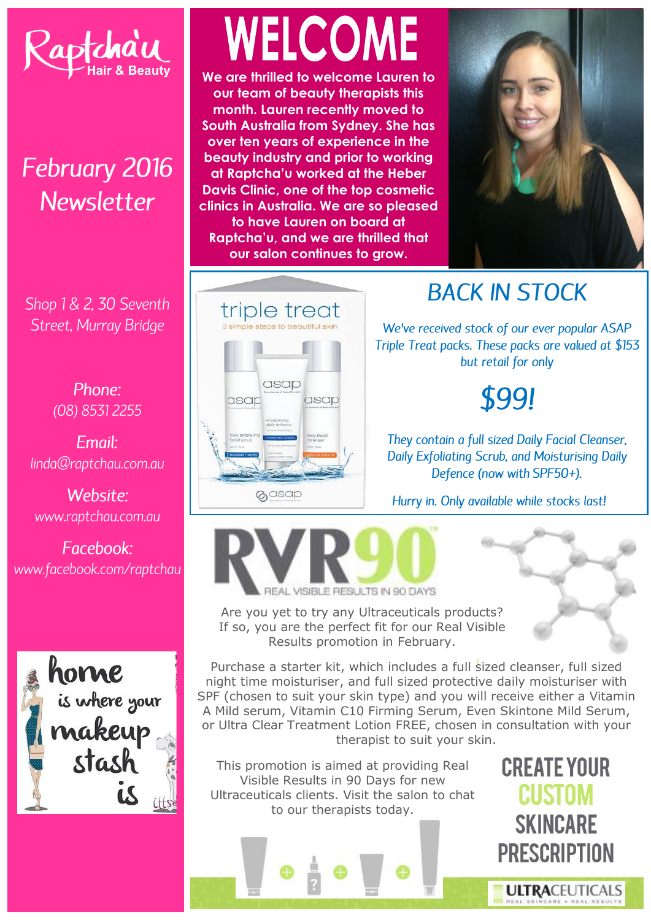Raptcha'u Hair & Beauty

*February 2016 Newsletter*

*Shop 1 & 2, 30 Seventh Street, Murray Bridge*

*Phone:* (08) 8531 2255

*Email:* linda@raptchau.com.au

*Website:* www.raptchau.com.au

*Facebook:* www.facebook.com/raptchau

# WELCOME

**We are thrilled to welcome Lauren to our team of beauty therapists this month. Lauren recently moved to South Australia from Sydney. She has over ten years of experience in the beauty industry and prior to working at Raptcha'u worked at the Heber Davis Clinic, one of the top cosmetic clinics in Australia. We are so pleased to have Lauren on board at Raptcha'u, and we are thrilled that our salon continues to grow.**

## BACK IN STOCK

*We've received stock of our ever popular ASAP Triple Treat packs. These packs are valued at $153 but retail for only*

## *$99!*

*They contain a full sized Daily Facial Cleanser, Daily Exfoliating Scrub, and Moisturising Daily Defence (now with SPF50+).*

*Hurry in. Only available while stocks last!*

## RVR90

REAL VISIBLE RESULTS IN 90 DAYS

Are you yet to try any Ultraceuticals products? If so, you are the perfect fit for our Real Visible Results promotion in February.

Purchase a starter kit, which includes a full sized cleanser, full sized night time moisturiser, and full sized protective daily moisturiser with SPF (chosen to suit your skin type) and you will receive either a Vitamin A Mild serum, Vitamin C10 Firming Serum, Even Skintone Mild Serum, or Ultra Clear Treatment Lotion FREE, chosen in consultation with your therapist to suit your skin.

This promotion is aimed at providing Real Visible Results in 90 Days for new Ultraceuticals clients. Visit the salon to chat to our therapists today.

**CREATE YOUR CUSTOM SKINCARE PRESCRIPTION**

ULTRACEUTICALS
REAL SKINCARE • REAL RESULTS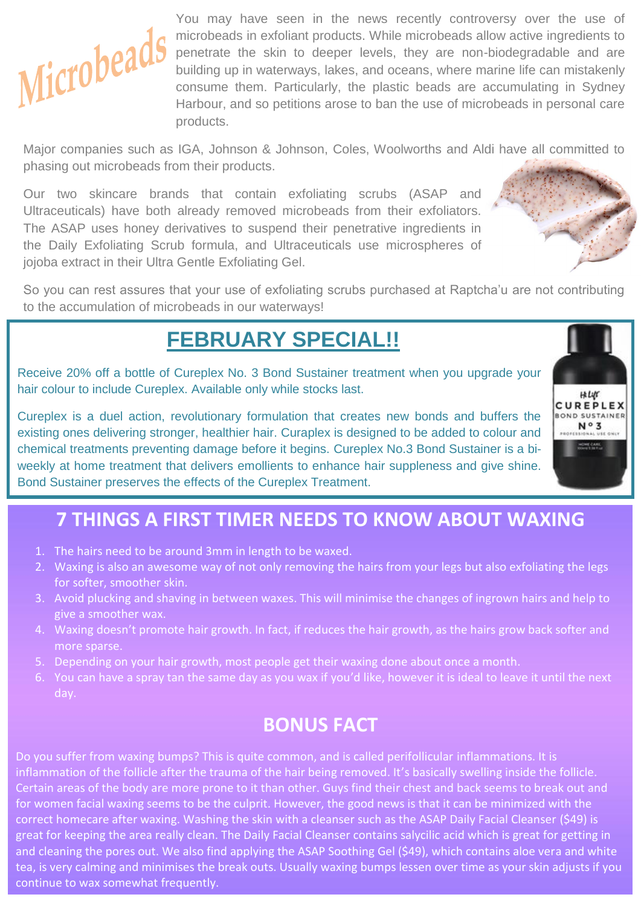# Microbeads

You may have seen in the news recently controversy over the use of microbeads in exfoliant products. While microbeads allow active ingredients to penetrate the skin to deeper levels, they are non-biodegradable and are building up in waterways, lakes, and oceans, where marine life can mistakenly consume them. Particularly, the plastic beads are accumulating in Sydney Harbour, and so petitions arose to ban the use of microbeads in personal care products.

Major companies such as IGA, Johnson & Johnson, Coles, Woolworths and Aldi have all committed to phasing out microbeads from their products.

Our two skincare brands that contain exfoliating scrubs (ASAP and Ultraceuticals) have both already removed microbeads from their exfoliators. The ASAP uses honey derivatives to suspend their penetrative ingredients in the Daily Exfoliating Scrub formula, and Ultraceuticals use microspheres of jojoba extract in their Ultra Gentle Exfoliating Gel.

So you can rest assures that your use of exfoliating scrubs purchased at Raptcha'u are not contributing to the accumulation of microbeads in our waterways!

## FEBRUARY SPECIAL!!

Receive 20% off a bottle of Cureplex No. 3 Bond Sustainer treatment when you upgrade your hair colour to include Cureplex. Available only while stocks last.

Cureplex is a duel action, revolutionary formulation that creates new bonds and buffers the existing ones delivering stronger, healthier hair. Curaplex is designed to be added to colour and chemical treatments preventing damage before it begins. Cureplex No.3 Bond Sustainer is a bi-weekly at home treatment that delivers emollients to enhance hair suppleness and give shine. Bond Sustainer preserves the effects of the Cureplex Treatment.

## 7 THINGS A FIRST TIMER NEEDS TO KNOW ABOUT WAXING

1. The hairs need to be around 3mm in length to be waxed.
2. Waxing is also an awesome way of not only removing the hairs from your legs but also exfoliating the legs for softer, smoother skin.
3. Avoid plucking and shaving in between waxes. This will minimise the changes of ingrown hairs and help to give a smoother wax.
4. Waxing doesn't promote hair growth. In fact, if reduces the hair growth, as the hairs grow back softer and more sparse.
5. Depending on your hair growth, most people get their waxing done about once a month.
6. You can have a spray tan the same day as you wax if you'd like, however it is ideal to leave it until the next day.

## BONUS FACT

Do you suffer from waxing bumps? This is quite common, and is called perifollicular inflammations. It is inflammation of the follicle after the trauma of the hair being removed. It's basically swelling inside the follicle. Certain areas of the body are more prone to it than other. Guys find their chest and back seems to break out and for women facial waxing seems to be the culprit. However, the good news is that it can be minimized with the correct homecare after waxing. Washing the skin with a cleanser such as the ASAP Daily Facial Cleanser ($49) is great for keeping the area really clean. The Daily Facial Cleanser contains salycilic acid which is great for getting in and cleaning the pores out. We also find applying the ASAP Soothing Gel ($49), which contains aloe vera and white tea, is very calming and minimises the break outs. Usually waxing bumps lessen over time as your skin adjusts if you continue to wax somewhat frequently.